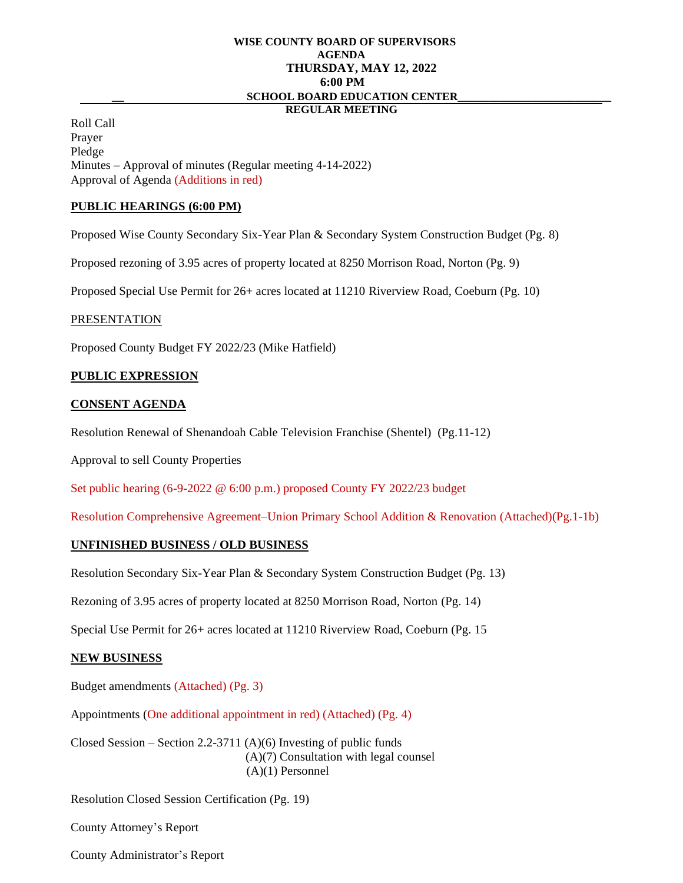**WISE COUNTY BOARD OF SUPERVISORS**
**AGENDA**
**THURSDAY, MAY 12, 2022**
**6:00 PM**
**SCHOOL BOARD EDUCATION CENTER**
**REGULAR MEETING**

Roll Call
Prayer
Pledge
Minutes – Approval of minutes (Regular meeting 4-14-2022)
Approval of Agenda (Additions in red)

**PUBLIC HEARINGS (6:00 PM)**

Proposed Wise County Secondary Six-Year Plan & Secondary System Construction Budget (Pg. 8)

Proposed rezoning of 3.95 acres of property located at 8250 Morrison Road, Norton (Pg. 9)

Proposed Special Use Permit for 26+ acres located at 11210 Riverview Road, Coeburn (Pg. 10)

PRESENTATION

Proposed County Budget FY 2022/23 (Mike Hatfield)

**PUBLIC EXPRESSION**

**CONSENT AGENDA**

Resolution Renewal of Shenandoah Cable Television Franchise (Shentel) (Pg.11-12)

Approval to sell County Properties

Set public hearing (6-9-2022 @ 6:00 p.m.) proposed County FY 2022/23 budget

Resolution Comprehensive Agreement–Union Primary School Addition & Renovation (Attached)(Pg.1-1b)

**UNFINISHED BUSINESS / OLD BUSINESS**

Resolution Secondary Six-Year Plan & Secondary System Construction Budget (Pg. 13)

Rezoning of 3.95 acres of property located at 8250 Morrison Road, Norton (Pg. 14)

Special Use Permit for 26+ acres located at 11210 Riverview Road, Coeburn (Pg. 15

**NEW BUSINESS**

Budget amendments (Attached) (Pg. 3)

Appointments (One additional appointment in red) (Attached) (Pg. 4)

Closed Session – Section 2.2-3711 (A)(6) Investing of public funds
(A)(7) Consultation with legal counsel
(A)(1) Personnel

Resolution Closed Session Certification (Pg. 19)

County Attorney's Report

County Administrator's Report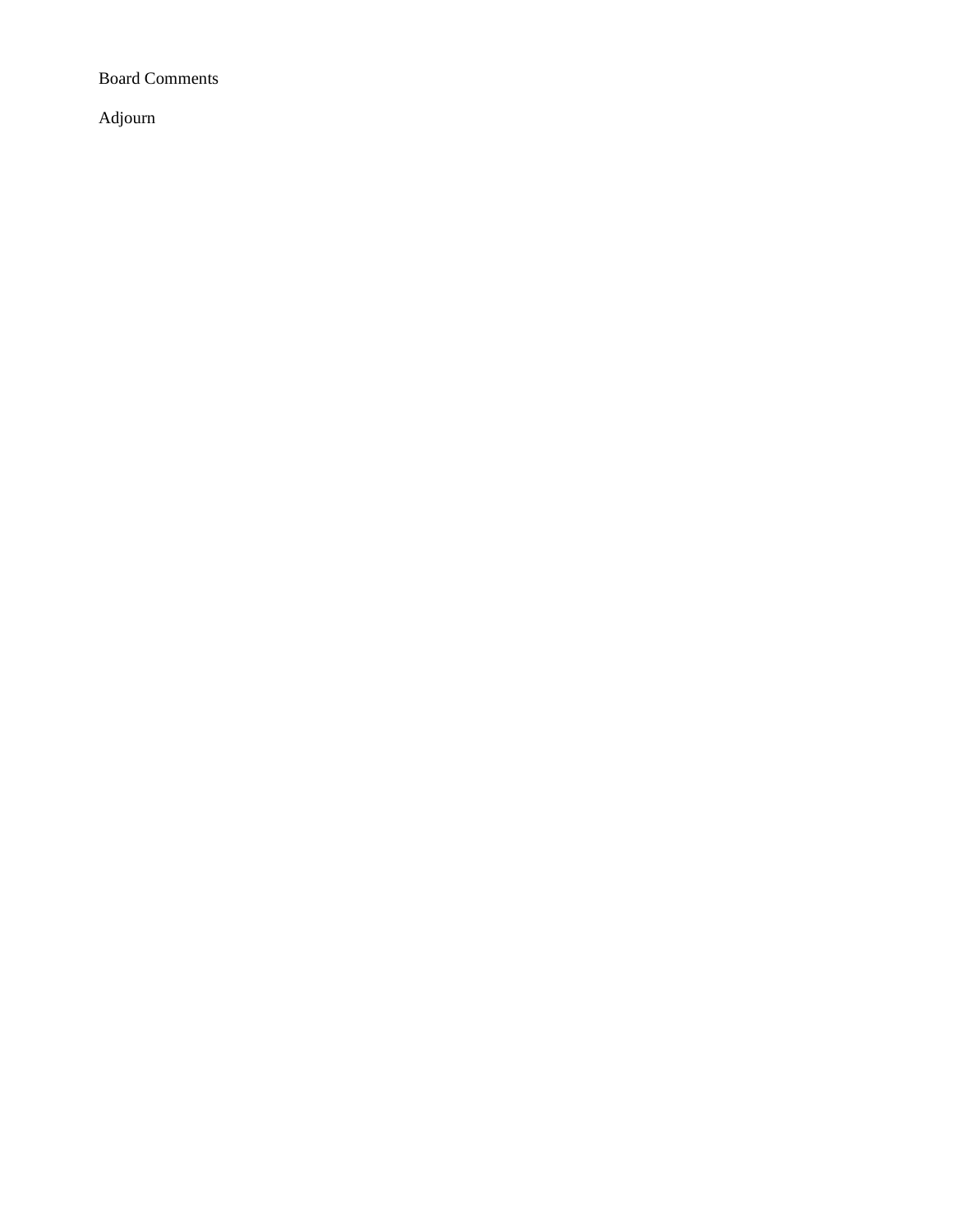Board Comments

Adjourn